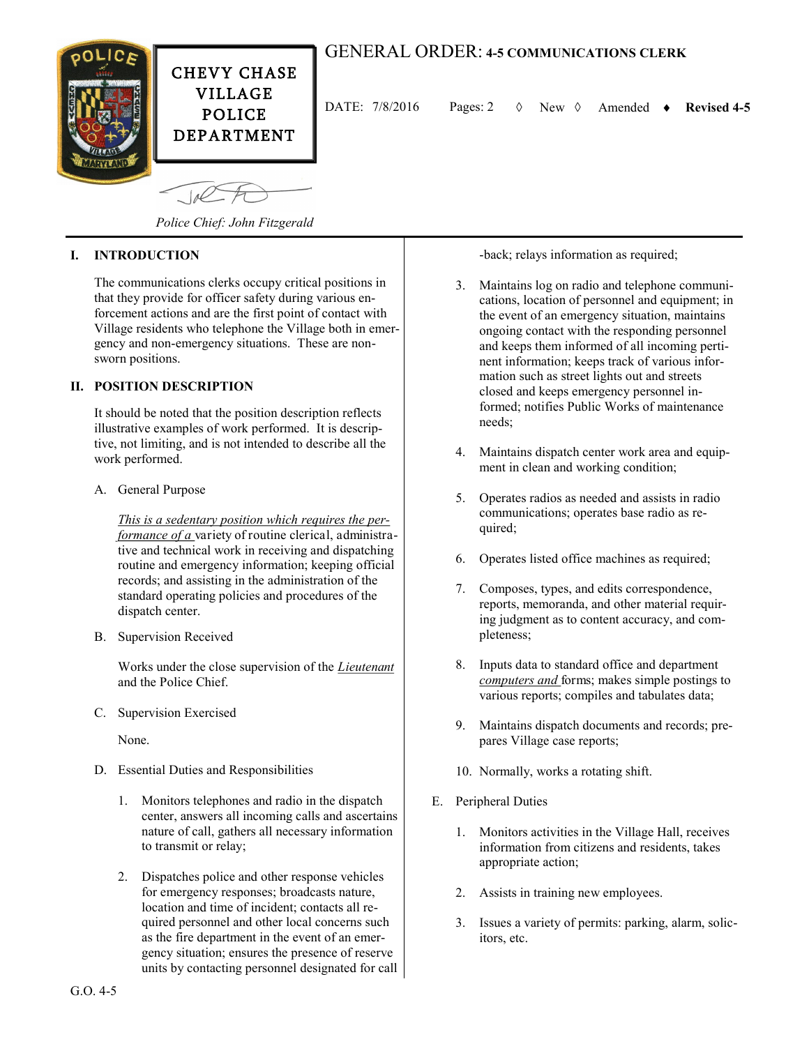# GENERAL ORDER: 4-5 COMMUNICATIONS CLERK

CHEVY CHASE VILLAGE POLICE DEPARTMENT

DATE: 7/8/2016 Pages: 2 ◊ New ◊ Amended ♦ **Revised 4-5**

*Police Chief: John Fitzgerald*

## I. INTRODUCTION

The communications clerks occupy critical positions in that they provide for officer safety during various enforcement actions and are the first point of contact with Village residents who telephone the Village both in emergency and non-emergency situations. These are non-sworn positions.

## II. POSITION DESCRIPTION

It should be noted that the position description reflects illustrative examples of work performed. It is descriptive, not limiting, and is not intended to describe all the work performed.

A. General Purpose

*This is a sedentary position which requires the performance of a* variety of routine clerical, administrative and technical work in receiving and dispatching routine and emergency information; keeping official records; and assisting in the administration of the standard operating policies and procedures of the dispatch center.

B. Supervision Received

Works under the close supervision of the *Lieutenant* and the Police Chief.

C. Supervision Exercised

None.

D. Essential Duties and Responsibilities

1. Monitors telephones and radio in the dispatch center, answers all incoming calls and ascertains nature of call, gathers all necessary information to transmit or relay;

2. Dispatches police and other response vehicles for emergency responses; broadcasts nature, location and time of incident; contacts all required personnel and other local concerns such as the fire department in the event of an emergency situation; ensures the presence of reserve units by contacting personnel designated for call-back; relays information as required;

3. Maintains log on radio and telephone communications, location of personnel and equipment; in the event of an emergency situation, maintains ongoing contact with the responding personnel and keeps them informed of all incoming pertinent information; keeps track of various information such as street lights out and streets closed and keeps emergency personnel informed; notifies Public Works of maintenance needs;

4. Maintains dispatch center work area and equipment in clean and working condition;

5. Operates radios as needed and assists in radio communications; operates base radio as required;

6. Operates listed office machines as required;

7. Composes, types, and edits correspondence, reports, memoranda, and other material requiring judgment as to content accuracy, and completeness;

8. Inputs data to standard office and department *computers and* forms; makes simple postings to various reports; compiles and tabulates data;

9. Maintains dispatch documents and records; prepares Village case reports;

10. Normally, works a rotating shift.

E. Peripheral Duties

1. Monitors activities in the Village Hall, receives information from citizens and residents, takes appropriate action;

2. Assists in training new employees.

3. Issues a variety of permits: parking, alarm, solicitors, etc.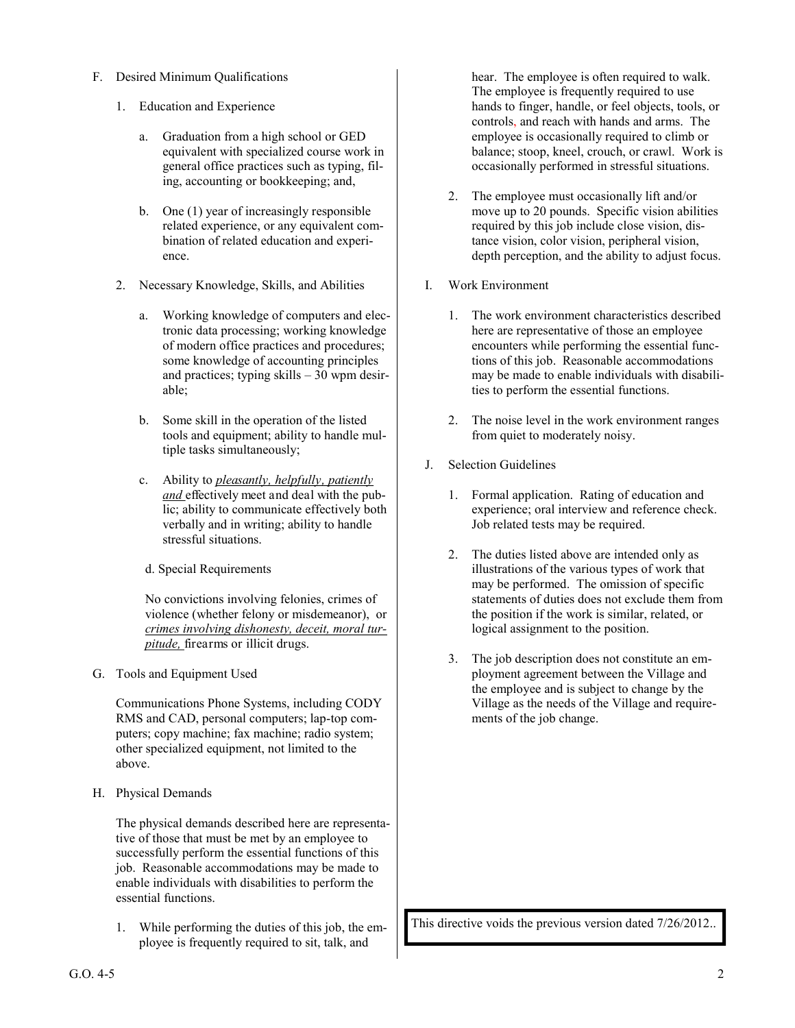F. Desired Minimum Qualifications

1. Education and Experience

   a. Graduation from a high school or GED equivalent with specialized course work in general office practices such as typing, filing, accounting or bookkeeping; and,

   b. One (1) year of increasingly responsible related experience, or any equivalent combination of related education and experience.

2. Necessary Knowledge, Skills, and Abilities

   a. Working knowledge of computers and electronic data processing; working knowledge of modern office practices and procedures; some knowledge of accounting principles and practices; typing skills – 30 wpm desirable;

   b. Some skill in the operation of the listed tools and equipment; ability to handle multiple tasks simultaneously;

   c. Ability to *pleasantly, helpfully, patiently and* effectively meet and deal with the public; ability to communicate effectively both verbally and in writing; ability to handle stressful situations.

   d. Special Requirements

   No convictions involving felonies, crimes of violence (whether felony or misdemeanor), or *crimes involving dishonesty, deceit, moral turpitude,* firearms or illicit drugs.

G. Tools and Equipment Used

Communications Phone Systems, including CODY RMS and CAD, personal computers; lap-top computers; copy machine; fax machine; radio system; other specialized equipment, not limited to the above.

H. Physical Demands

The physical demands described here are representative of those that must be met by an employee to successfully perform the essential functions of this job. Reasonable accommodations may be made to enable individuals with disabilities to perform the essential functions.

1. While performing the duties of this job, the employee is frequently required to sit, talk, and hear. The employee is often required to walk. The employee is frequently required to use hands to finger, handle, or feel objects, tools, or controls, and reach with hands and arms. The employee is occasionally required to climb or balance; stoop, kneel, crouch, or crawl. Work is occasionally performed in stressful situations.

2. The employee must occasionally lift and/or move up to 20 pounds. Specific vision abilities required by this job include close vision, distance vision, color vision, peripheral vision, depth perception, and the ability to adjust focus.

I. Work Environment

1. The work environment characteristics described here are representative of those an employee encounters while performing the essential functions of this job. Reasonable accommodations may be made to enable individuals with disabilities to perform the essential functions.

2. The noise level in the work environment ranges from quiet to moderately noisy.

J. Selection Guidelines

1. Formal application. Rating of education and experience; oral interview and reference check. Job related tests may be required.

2. The duties listed above are intended only as illustrations of the various types of work that may be performed. The omission of specific statements of duties does not exclude them from the position if the work is similar, related, or logical assignment to the position.

3. The job description does not constitute an employment agreement between the Village and the employee and is subject to change by the Village as the needs of the Village and requirements of the job change.

This directive voids the previous version dated 7/26/2012..